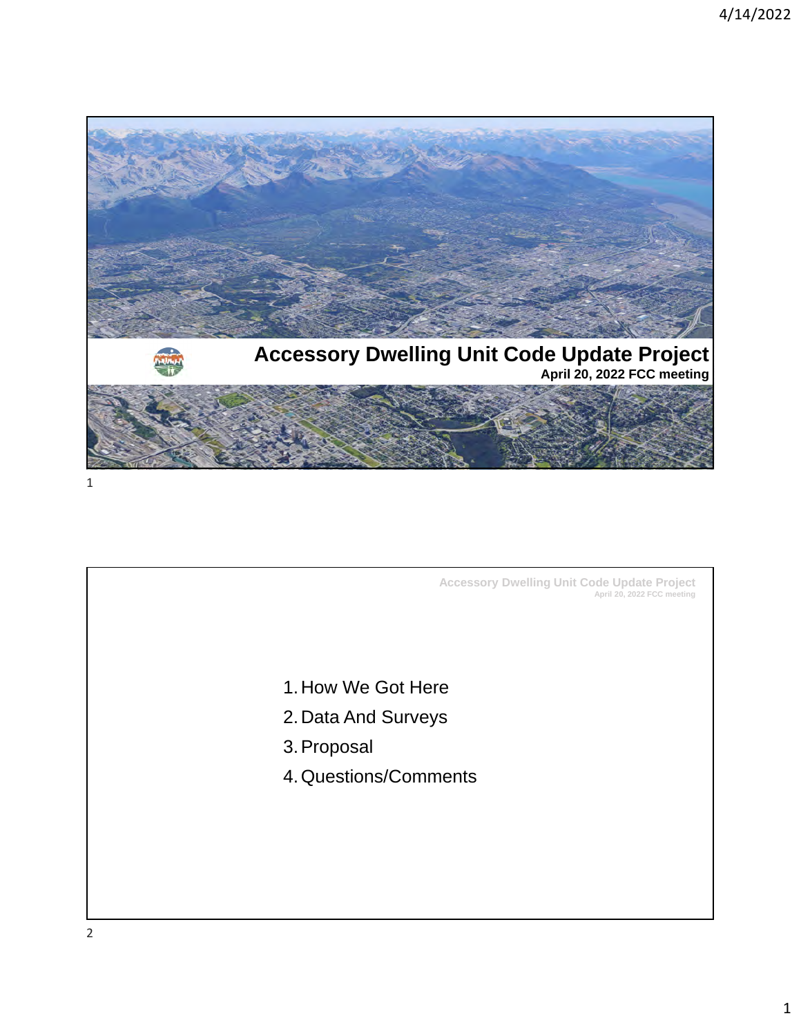# Accessory Dwelling Unit Code Update Project

**April 20, 2022 FCC meeting**

1. How We Got Here
2. Data And Surveys
3. Proposal
4. Questions/Comments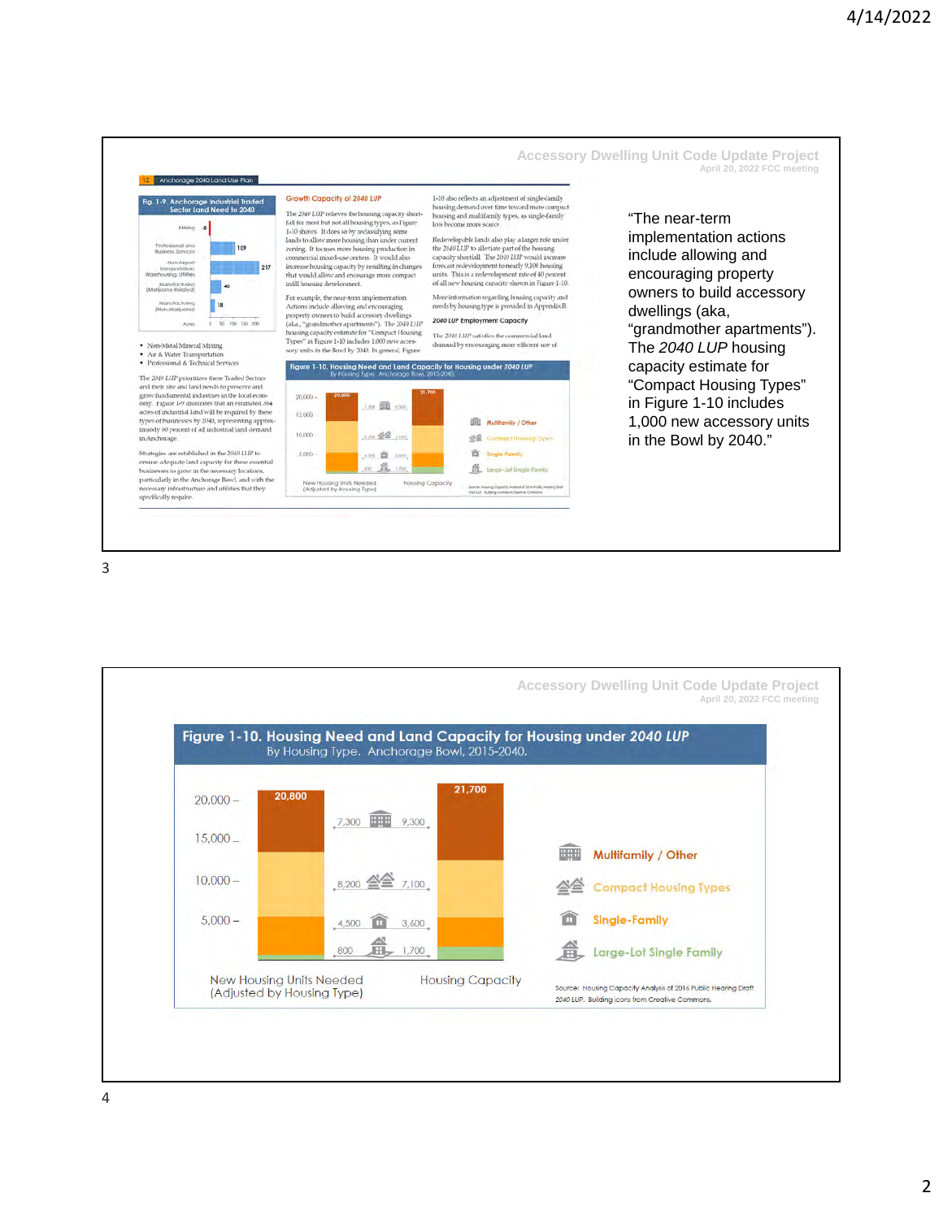## Accessory Dwelling Unit Code Update Project

April 20, 2022 FCC meeting

"The near-term implementation actions include allowing and encouraging property owners to build accessory dwellings (aka, "grandmother apartments"). The *2040 LUP* housing capacity estimate for "Compact Housing Types" in Figure 1-10 includes 1,000 new accessory units in the Bowl by 2040."

## Accessory Dwelling Unit Code Update Project

April 20, 2022 FCC meeting

**Figure 1-10. Housing Need and Land Capacity for Housing under *2040 LUP***
By Housing Type. Anchorage Bowl, 2015-2040.

| Housing Type | New Housing Units Needed (Adjusted by Housing Type) | Housing Capacity |
|---|---|---|
| Multifamily / Other | 7,300 | 9,300 |
| Compact Housing Types | 8,200 | 7,100 |
| Single-Family | 4,500 | 3,600 |
| Large-Lot Single Family | 800 | 1,700 |
| **Total** | **20,800** | **21,700** |

Source: Housing Capacity Analysis of 2016 Public Hearing Draft 2040 LUP. Building icons from Creative Commons.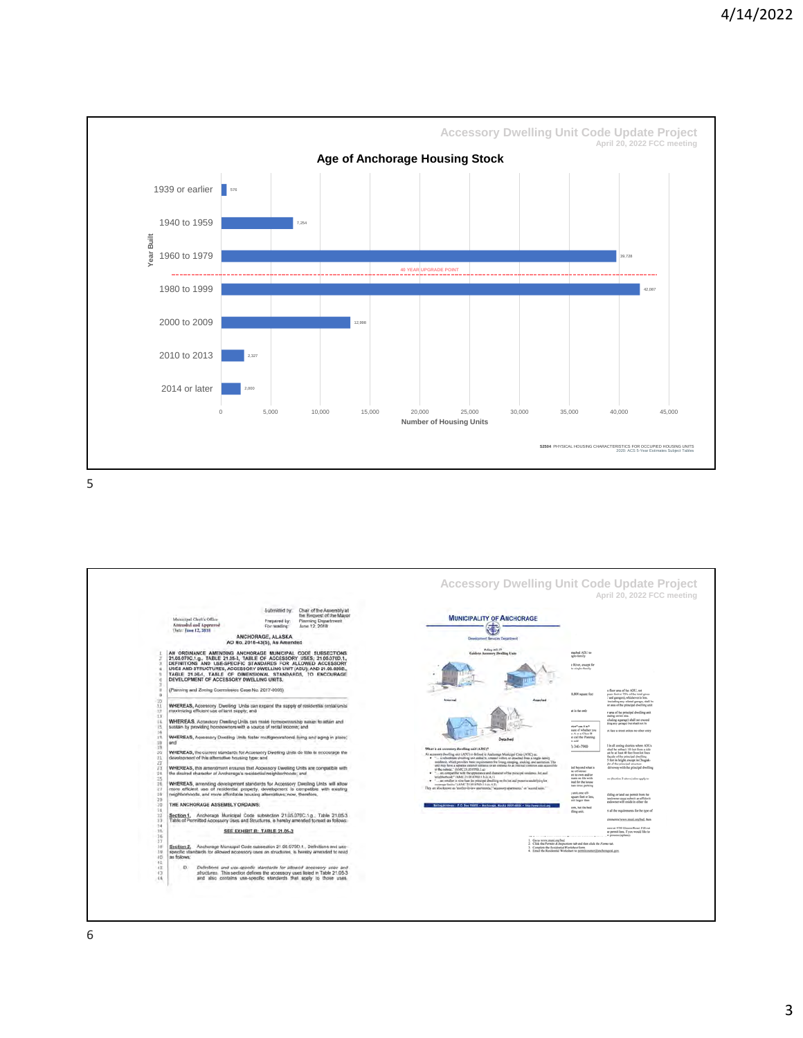## Accessory Dwelling Unit Code Update Project

April 20, 2022 FCC meeting

### Age of Anchorage Housing Stock

| Year Built | Number of Housing Units |
|---|---|
| 1939 or earlier | 576 |
| 1940 to 1959 | 7,254 |
| 1960 to 1979 | 39,728 |
| 1980 to 1999 | 42,087 |
| 2000 to 2009 | 12,998 |
| 2010 to 2013 | 2,327 |
| 2014 or later | 2,000 |

40 YEAR UPGRADE POINT (between 1960 to 1979 and 1980 to 1999)

S2504 PHYSICAL HOUSING CHARACTERISTICS FOR OCCUPIED HOUSING UNITS
2020: ACS 5-Year Estimates Subject Tables

---

## Accessory Dwelling Unit Code Update Project

April 20, 2022 FCC meeting

Submitted by: Chair of the Assembly at the Request of the Mayor
Prepared by: Planning Department
For reading: June 12, 2018

Municipal Clerk's Office
Amended and Approved
Date: June 12, 2018

ANCHORAGE, ALASKA
AO No. 2018-43(S), As Amended

AN ORDINANCE AMENDING ANCHORAGE MUNICIPAL CODE SUBSECTIONS 21.05.070C.1.g., TABLE 21.05-1, TABLE OF ACCESSORY USES; 21.05.070D.1., DEFINITIONS AND USE-SPECIFIC STANDARDS FOR ALLOWED ACCESSORY USES AND STRUCTURES, ACCESSORY DWELLING UNIT (ADU); AND 21.06.020B., TABLE 21.06-1, TABLE OF DIMENSIONAL STANDARDS, TO ENCOURAGE DEVELOPMENT OF ACCESSORY DWELLING UNITS.

(Planning and Zoning Commission Case No. 2017-0005)

WHEREAS, Accessory Dwelling Units can expand the supply of residential rental units maximizing efficient use of land supply; and

WHEREAS, Accessory Dwelling Units can make homeownership easier to attain and sustain by providing homeowners with a source of rental income; and

WHEREAS, Accessory Dwelling Units foster multigenerational living and aging in place; and

WHEREAS, the current standards for Accessory Dwelling Units do little to encourage the development of this alternative housing type; and

WHEREAS, this amendment ensures that Accessory Dwelling Units are compatible with the desired character of Anchorage's residential neighborhoods; and

WHEREAS, amending development standards for Accessory Dwelling Units will allow more efficient use of residential property, development is compatible with existing neighborhoods, and more affordable housing alternatives; now, therefore,

THE ANCHORAGE ASSEMBLY ORDAINS:

Section 1. Anchorage Municipal Code subsection 21.05.070C.1.g., Table 21.05-3 Table of Permitted Accessory Uses and Structures, is hereby amended to read as follows:

SEE EXHIBIT B: TABLE 21.05-3

Section 2. Anchorage Municipal Code subsection 21.05.070D.1., Definitions and use-specific standards for allowed accessory uses and structures, is hereby amended to read as follows:

D. Definitions and use-specific standards for allowed accessory uses and structures. This section defines the accessory uses listed in Table 21.05-3 and also contains use-specific standards that apply to those uses.

MUNICIPALITY OF ANCHORAGE

Development Services Department

Internal — Attached — Detached

What is an accessory dwelling unit (ADU)?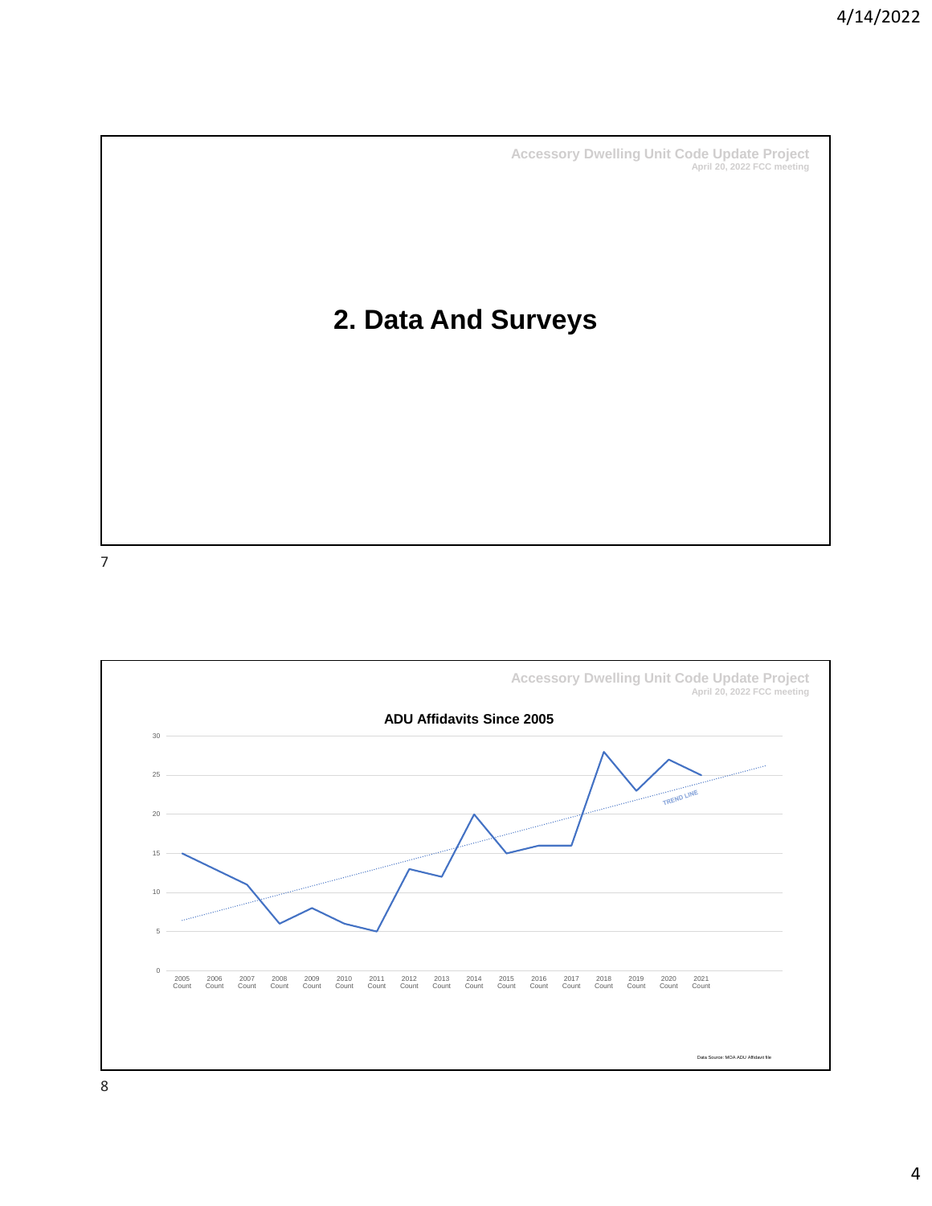Accessory Dwelling Unit Code Update Project
April 20, 2022 FCC meeting

# 2. Data And Surveys

Accessory Dwelling Unit Code Update Project
April 20, 2022 FCC meeting

## ADU Affidavits Since 2005

| Year | Count |
|---|---|
| 2005 Count | 15 |
| 2006 Count | 13 |
| 2007 Count | 11 |
| 2008 Count | 6 |
| 2009 Count | 8 |
| 2010 Count | 6 |
| 2011 Count | 5 |
| 2012 Count | 13 |
| 2013 Count | 12 |
| 2014 Count | 20 |
| 2015 Count | 15 |
| 2016 Count | 16 |
| 2017 Count | 16 |
| 2018 Count | 28 |
| 2019 Count | 23 |
| 2020 Count | 27 |
| 2021 Count | 25 |

TREND LINE

Data Source: MOA ADU Affidavit file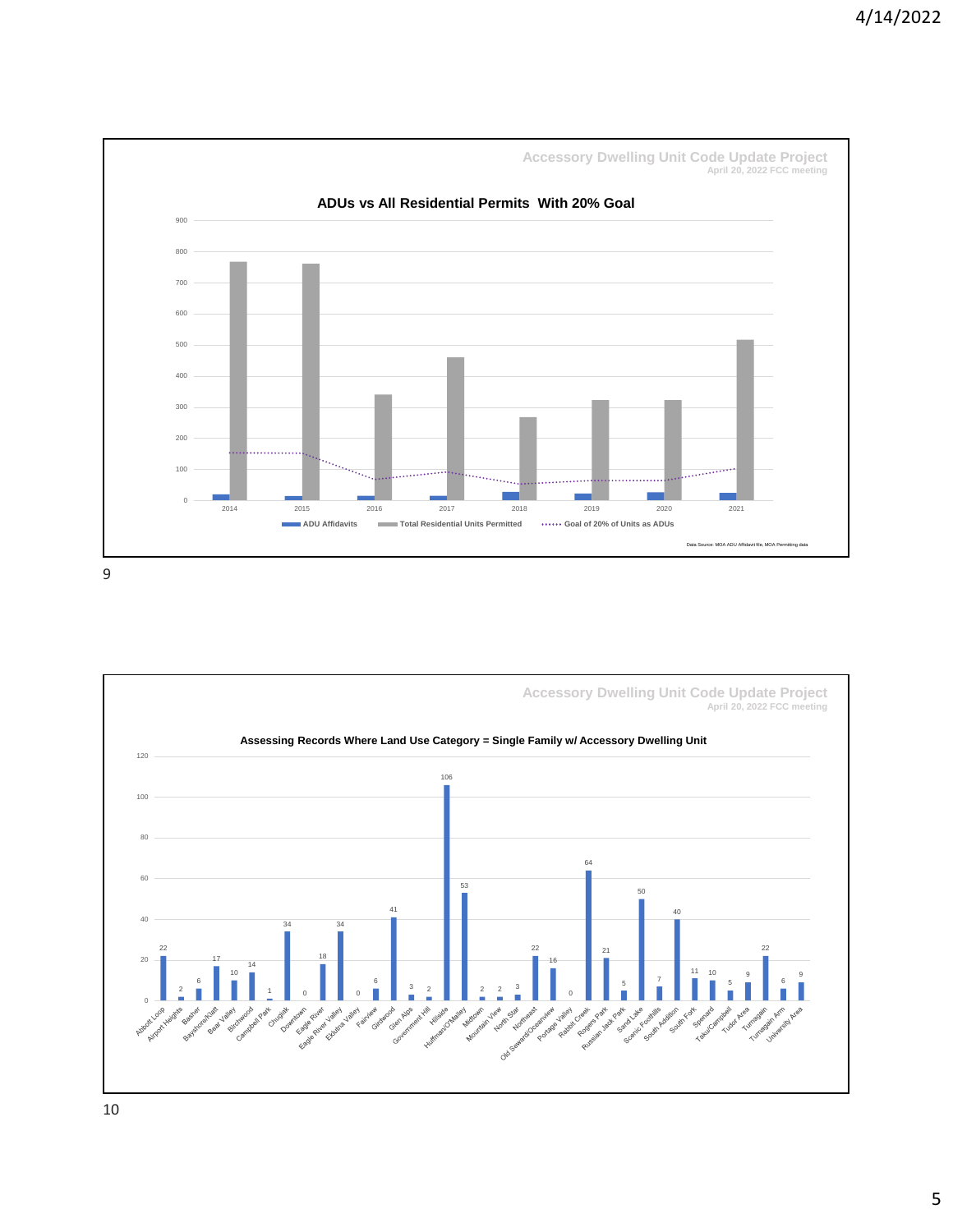**Accessory Dwelling Unit Code Update Project**
April 20, 2022 FCC meeting

**ADUs vs All Residential Permits With 20% Goal**

| Year | ADU Affidavits | Total Residential Units Permitted | Goal of 20% of Units as ADUs |
|---|---|---|---|
| 2014 | ~20 | ~768 | ~154 |
| 2015 | ~15 | ~762 | ~152 |
| 2016 | ~15 | ~342 | ~68 |
| 2017 | ~15 | ~461 | ~92 |
| 2018 | ~28 | ~268 | ~54 |
| 2019 | ~22 | ~324 | ~65 |
| 2020 | ~26 | ~324 | ~65 |
| 2021 | ~24 | ~518 | ~104 |

*Values are approximate readings from the chart bars and goal line; the chart shows no data labels.*

Data Source: MOA ADU Affidavit file, MOA Permitting data

9

**Accessory Dwelling Unit Code Update Project**
April 20, 2022 FCC meeting

**Assessing Records Where Land Use Category = Single Family w/ Accessory Dwelling Unit**

| Community | Count |
|---|---|
| Abbott Loop | 22 |
| Airport Heights | 2 |
| Basher | 6 |
| Bayshore/Klatt | 17 |
| Bear Valley | 10 |
| Birchwood | 14 |
| Campbell Park | 1 |
| Chugiak | 34 |
| Downtown | 0 |
| Eagle River | 18 |
| Eagle River Valley | 34 |
| Eklutna Valley | 0 |
| Fairview | 6 |
| Girdwood | 41 |
| Glen Alps | 3 |
| Government Hill | 2 |
| Hillside | 106 |
| Huffman/O'Malley | 53 |
| Midtown | 2 |
| Mountain View | 2 |
| North Star | 3 |
| Northeast | 22 |
| Old Seward/Oceanview | 16 |
| Portage Valley | 0 |
| Rabbit Creek | 64 |
| Rogers Park | 21 |
| Russian Jack Park | 5 |
| Sand Lake | 50 |
| Scenic Foothills | 7 |
| South Addition | 40 |
| South Fork | 11 |
| Spenard | 10 |
| Taku/Campbell | 5 |
| Tudor Area | 9 |
| Turnagain | 22 |
| Turnagain Arm | 6 |
| University Area | 9 |

10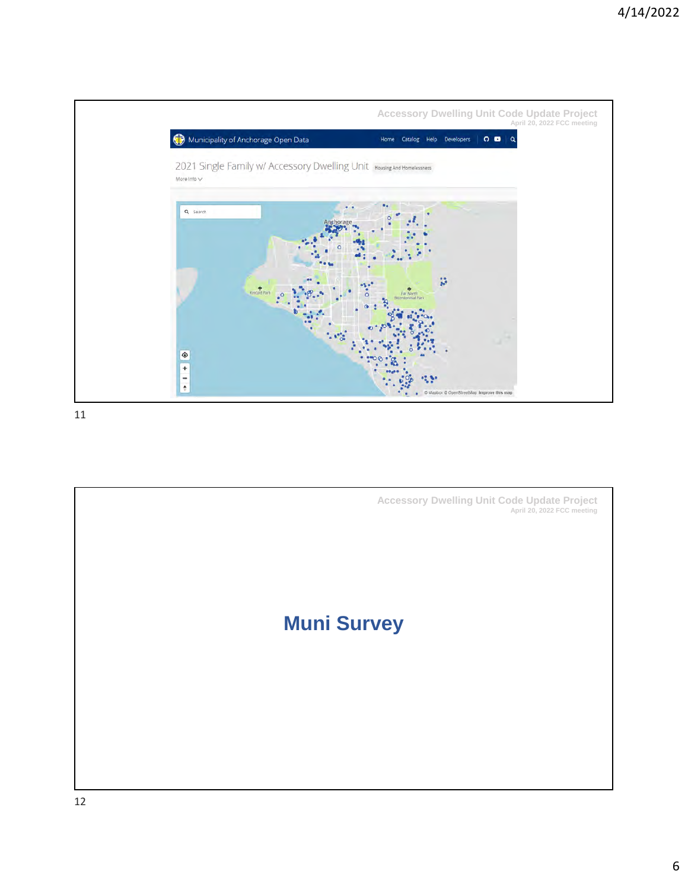Accessory Dwelling Unit Code Update Project
April 20, 2022 FCC meeting

Municipality of Anchorage Open Data

Home Catalog Help Developers

2021 Single Family w/ Accessory Dwelling Unit Housing And Homelessness

More Info

Accessory Dwelling Unit Code Update Project
April 20, 2022 FCC meeting

# Muni Survey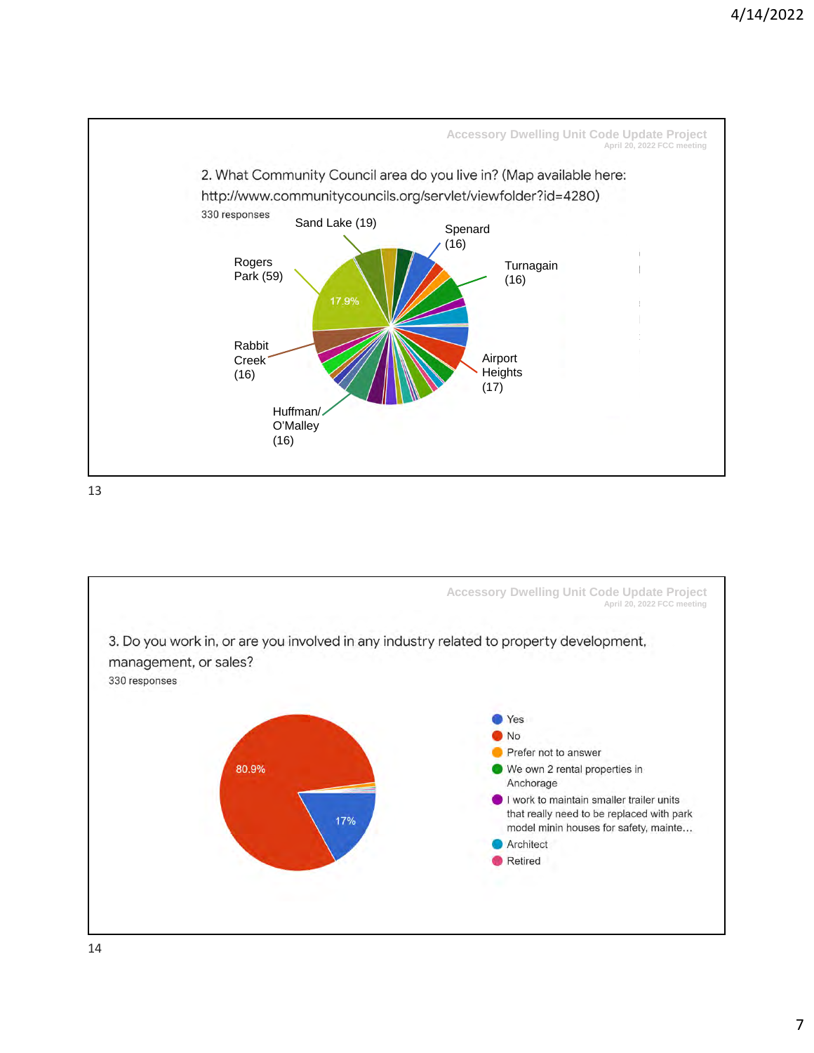Accessory Dwelling Unit Code Update Project
April 20, 2022 FCC meeting

2. What Community Council area do you live in? (Map available here: http://www.communitycouncils.org/servlet/viewfolder?id=4280)

330 responses

- Rogers Park (59) — 17.9%
- Sand Lake (19)
- Spenard (16)
- Turnagain (16)
- Airport Heights (17)
- Rabbit Creek (16)
- Huffman/O'Malley (16)

Accessory Dwelling Unit Code Update Project
April 20, 2022 FCC meeting

3. Do you work in, or are you involved in any industry related to property development, management, or sales?

330 responses

- Yes — 17%
- No — 80.9%
- Prefer not to answer
- We own 2 rental properties in Anchorage
- I work to maintain smaller trailer units that really need to be replaced with park model minin houses for safety, mainte…
- Architect
- Retired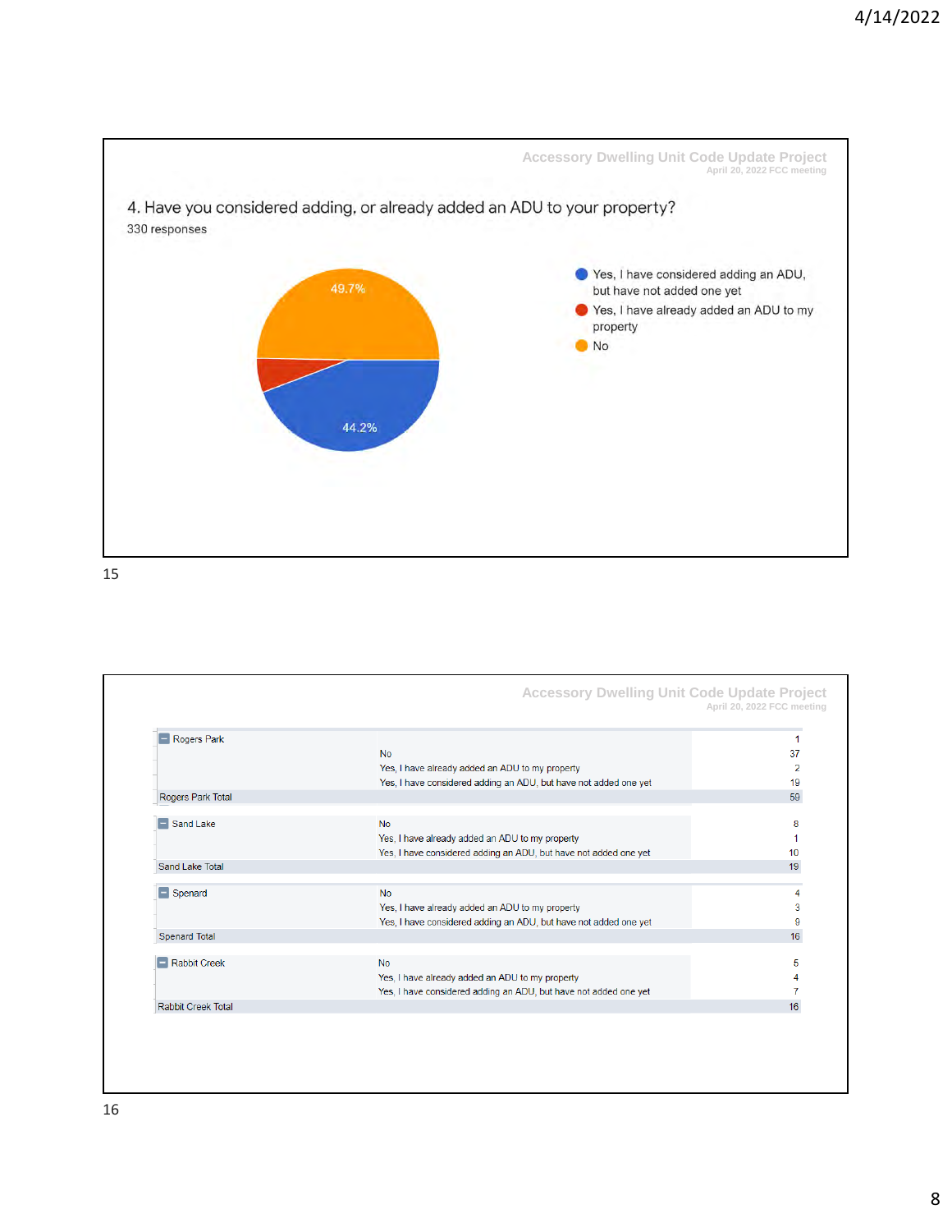Accessory Dwelling Unit Code Update Project
April 20, 2022 FCC meeting

## 4. Have you considered adding, or already added an ADU to your property?

330 responses

- Yes, I have considered adding an ADU, but have not added one yet — 44.2%
- Yes, I have already added an ADU to my property
- No — 49.7%

Accessory Dwelling Unit Code Update Project
April 20, 2022 FCC meeting

| Area | Response | Count |
|---|---|---|
| Rogers Park | | 1 |
| | No | 37 |
| | Yes, I have already added an ADU to my property | 2 |
| | Yes, I have considered adding an ADU, but have not added one yet | 19 |
| Rogers Park Total | | 59 |
| Sand Lake | No | 8 |
| | Yes, I have already added an ADU to my property | 1 |
| | Yes, I have considered adding an ADU, but have not added one yet | 10 |
| Sand Lake Total | | 19 |
| Spenard | No | 4 |
| | Yes, I have already added an ADU to my property | 3 |
| | Yes, I have considered adding an ADU, but have not added one yet | 9 |
| Spenard Total | | 16 |
| Rabbit Creek | No | 5 |
| | Yes, I have already added an ADU to my property | 4 |
| | Yes, I have considered adding an ADU, but have not added one yet | 7 |
| Rabbit Creek Total | | 16 |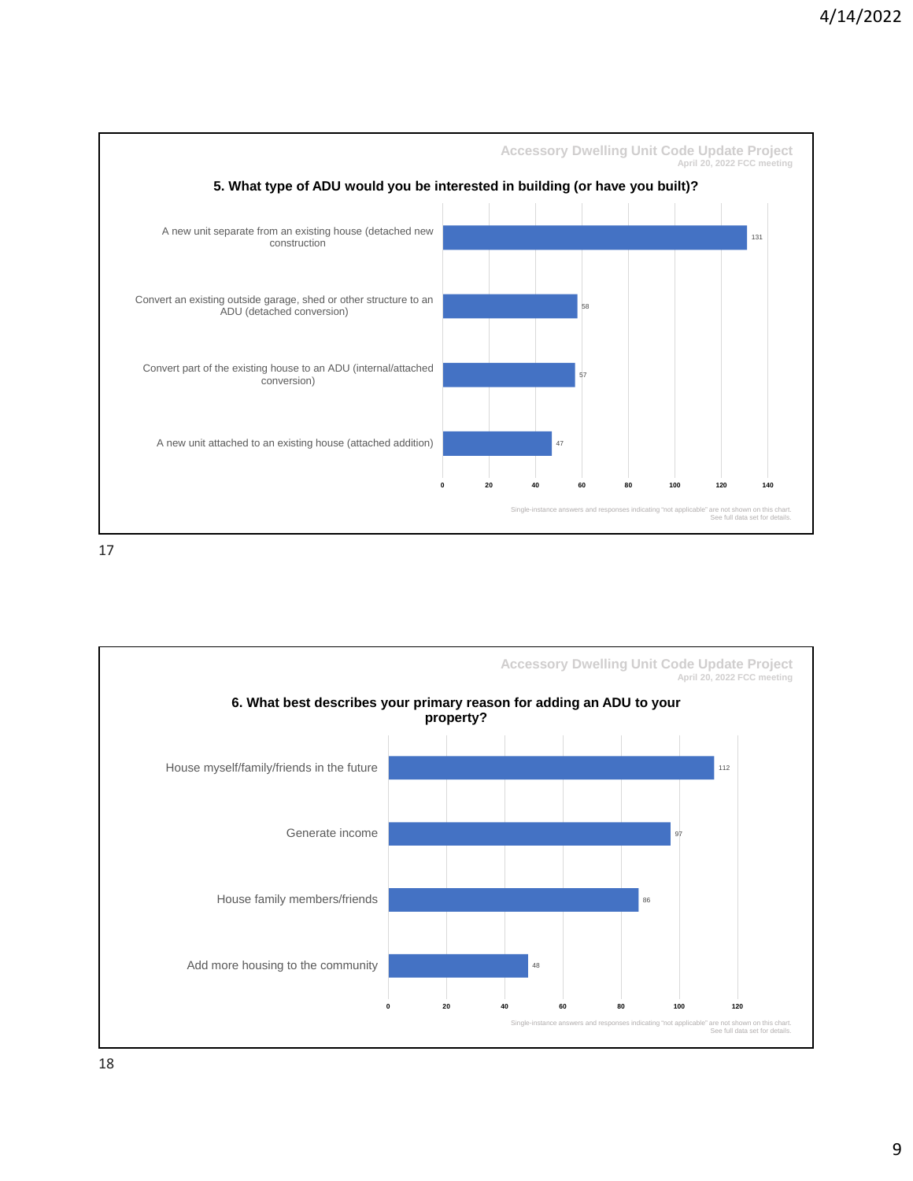**Accessory Dwelling Unit Code Update Project**
April 20, 2022 FCC meeting

### 5. What type of ADU would you be interested in building (or have you built)?

| Response | Count |
| --- | --- |
| A new unit separate from an existing house (detached new construction | 131 |
| Convert an existing outside garage, shed or other structure to an ADU (detached conversion) | 58 |
| Convert part of the existing house to an ADU (internal/attached conversion) | 57 |
| A new unit attached to an existing house (attached addition) | 47 |

Single-instance answers and responses indicating "not applicable" are not shown on this chart. See full data set for details.

17

**Accessory Dwelling Unit Code Update Project**
April 20, 2022 FCC meeting

### 6. What best describes your primary reason for adding an ADU to your property?

| Response | Count |
| --- | --- |
| House myself/family/friends in the future | 112 |
| Generate income | 97 |
| House family members/friends | 86 |
| Add more housing to the community | 48 |

Single-instance answers and responses indicating "not applicable" are not shown on this chart. See full data set for details.

18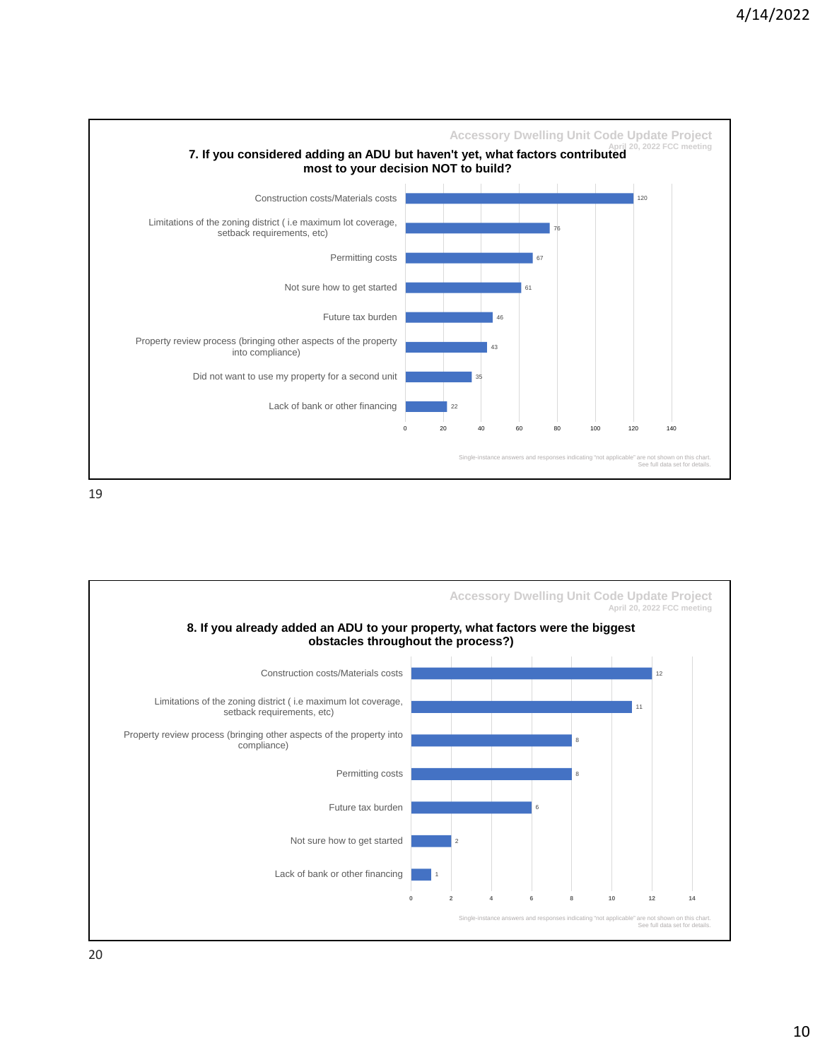**Accessory Dwelling Unit Code Update Project**
April 20, 2022 FCC meeting

### 7. If you considered adding an ADU but haven't yet, what factors contributed most to your decision NOT to build?

| Factor | Responses |
| --- | --- |
| Construction costs/Materials costs | 120 |
| Limitations of the zoning district ( i.e maximum lot coverage, setback requirements, etc) | 76 |
| Permitting costs | 67 |
| Not sure how to get started | 61 |
| Future tax burden | 46 |
| Property review process (bringing other aspects of the property into compliance) | 43 |
| Did not want to use my property for a second unit | 35 |
| Lack of bank or other financing | 22 |

Single-instance answers and responses indicating "not applicable" are not shown on this chart. See full data set for details.

**Accessory Dwelling Unit Code Update Project**
April 20, 2022 FCC meeting

### 8. If you already added an ADU to your property, what factors were the biggest obstacles throughout the process?)

| Factor | Responses |
| --- | --- |
| Construction costs/Materials costs | 12 |
| Limitations of the zoning district ( i.e maximum lot coverage, setback requirements, etc) | 11 |
| Property review process (bringing other aspects of the property into compliance) | 8 |
| Permitting costs | 8 |
| Future tax burden | 6 |
| Not sure how to get started | 2 |
| Lack of bank or other financing | 1 |

Single-instance answers and responses indicating "not applicable" are not shown on this chart. See full data set for details.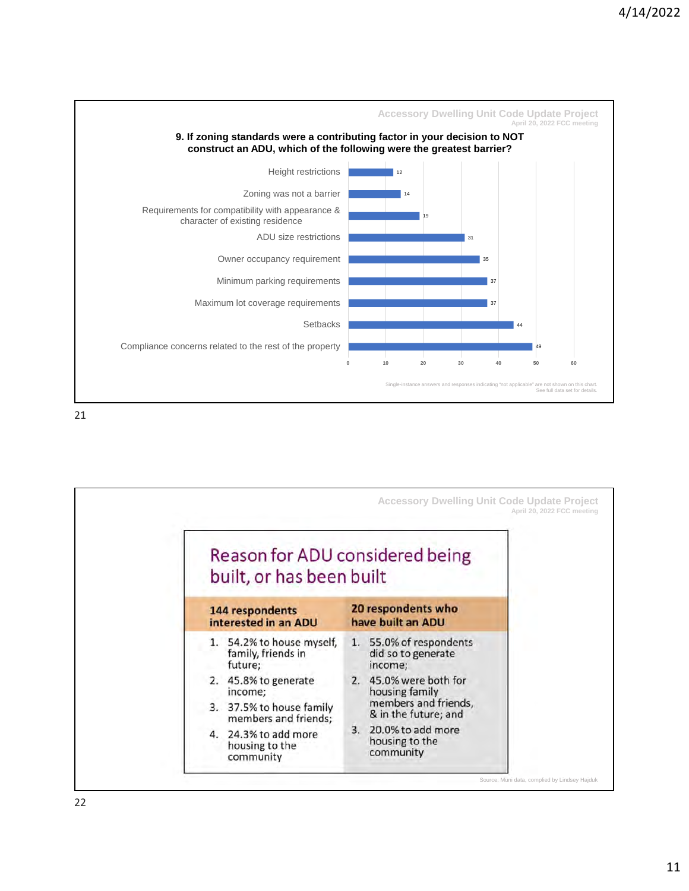Accessory Dwelling Unit Code Update Project
April 20, 2022 FCC meeting

### 9. If zoning standards were a contributing factor in your decision to NOT construct an ADU, which of the following were the greatest barrier?

| Barrier | Responses |
|---|---|
| Height restrictions | 12 |
| Zoning was not a barrier | 14 |
| Requirements for compatibility with appearance & character of existing residence | 19 |
| ADU size restrictions | 31 |
| Owner occupancy requirement | 35 |
| Minimum parking requirements | 37 |
| Maximum lot coverage requirements | 37 |
| Setbacks | 44 |
| Compliance concerns related to the rest of the property | 49 |

Single-instance answers and responses indicating "not applicable" are not shown on this chart. See full data set for details.

---

Accessory Dwelling Unit Code Update Project
April 20, 2022 FCC meeting

## Reason for ADU considered being built, or has been built

| 144 respondents interested in an ADU | 20 respondents who have built an ADU |
|---|---|
| 1. 54.2% to house myself, family, friends in future; | 1. 55.0% of respondents did so to generate income; |
| 2. 45.8% to generate income; | 2. 45.0% were both for housing family members and friends, & in the future; and |
| 3. 37.5% to house family members and friends; | 3. 20.0% to add more housing to the community |
| 4. 24.3% to add more housing to the community | |

Source: Muni data, complied by Lindsey Hajduk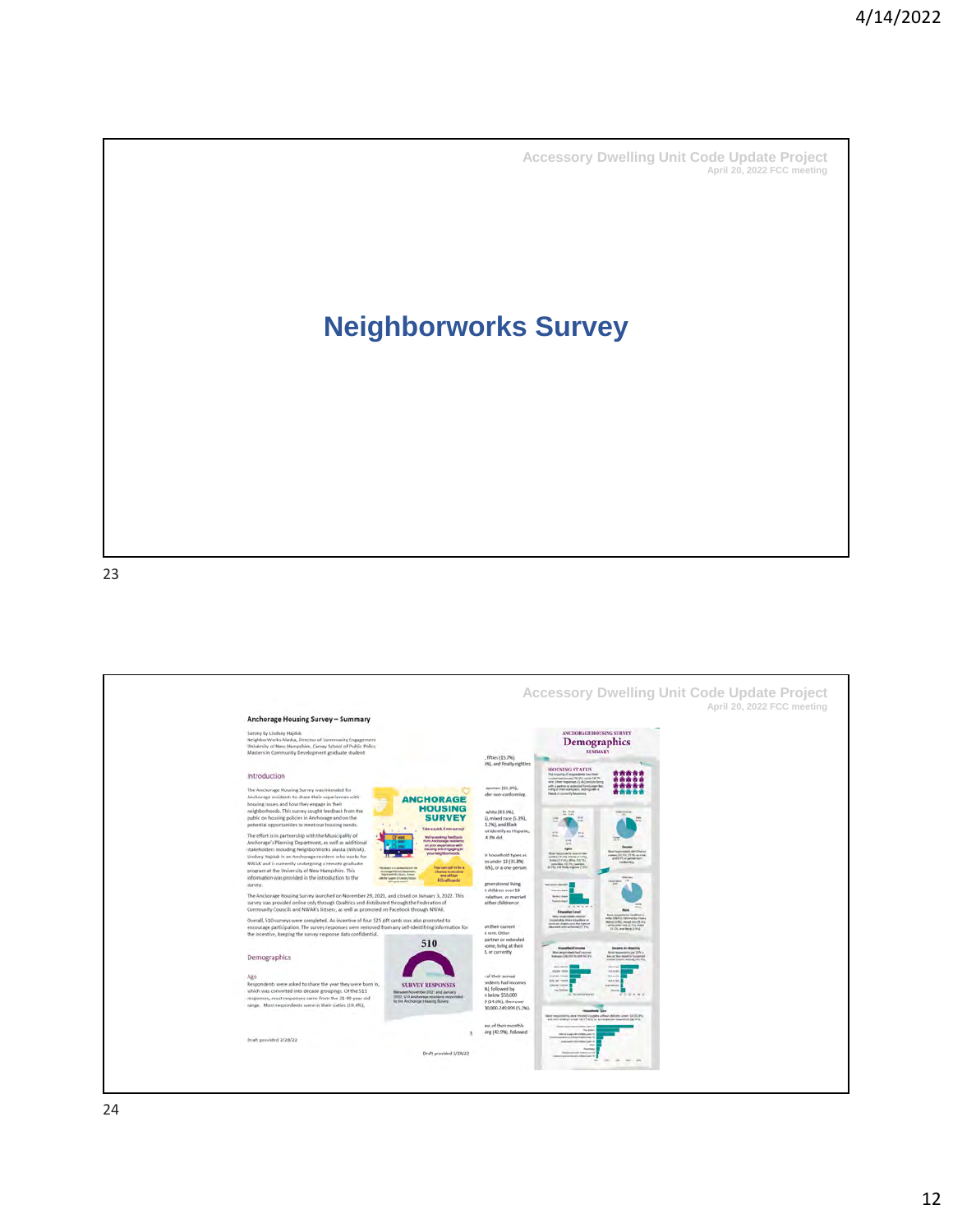Accessory Dwelling Unit Code Update Project
April 20, 2022 FCC meeting

# Neighborworks Survey

Accessory Dwelling Unit Code Update Project
April 20, 2022 FCC meeting

## Anchorage Housing Survey – Summary

Survey by Lindsey Hajduk
NeighborWorks Alaska, Director of Community Engagement
University of New Hampshire, Carsey School of Public Policy
Masters in Community Development graduate student

### Introduction

The Anchorage Housing Survey was intended for Anchorage residents to share their experiences with housing issues and how they engage in their neighborhoods. This survey sought feedback from the public on housing policies in Anchorage and on the potential opportunities to meet our housing needs.

The effort is in partnership with the Municipality of Anchorage's Planning Department, as well as additional stakeholders including NeighborWorks Alaska (NWAK). Lindsey Hajduk is an Anchorage resident who works for NWAK and is currently undergoing a remote graduate program at the University of New Hampshire. This information was provided in the introduction to the survey.

The Anchorage Housing Survey launched on November 29, 2021, and closed on January 3, 2022. This survey was provided online only through Qualtrics and distributed through the Federation of Community Councils and NWAK's listserv, as well as promoted on Facebook through NWAK.

Overall, 510 surveys were completed. An incentive of four $25 gift cards was also promoted to encourage participation. The survey responses were removed from any self-identifying information for the incentive, keeping the survey response data confidential.

### Demographics

Age
Respondents were asked to share the year they were born in, which was converted into decade groupings. Of the 511 responses, most responses came from the 31-40 year old range. Most respondents were in their sixties (19.4%).

510 SURVEY RESPONSES

Draft provided 2/28/22

ANCHORAGE HOUSING SURVEY
Demographics
SUMMARY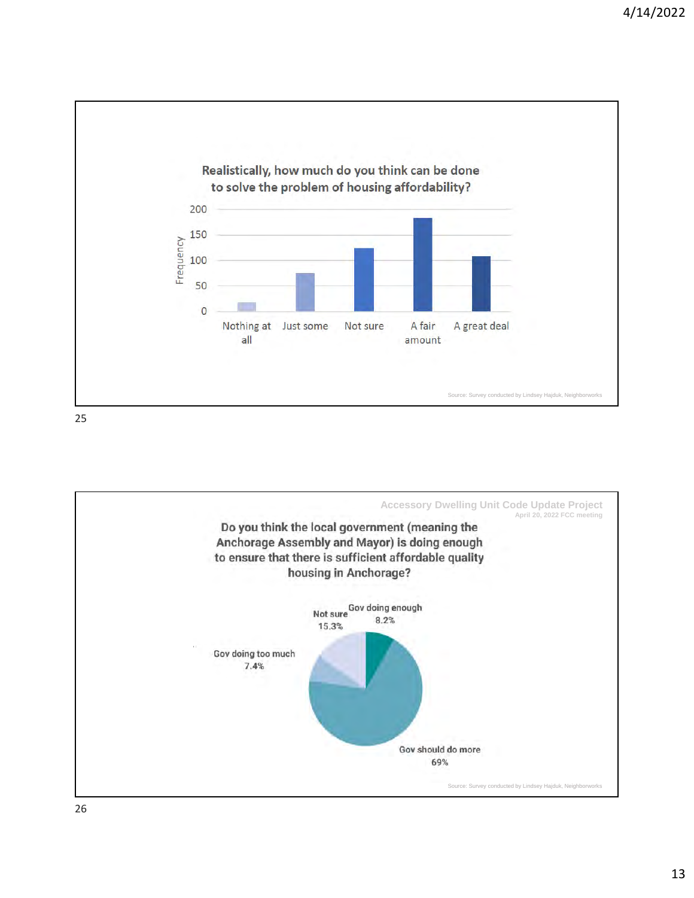## Realistically, how much do you think can be done to solve the problem of housing affordability?

| Response | Frequency (approx.) |
|---|---|
| Nothing at all | 17 |
| Just some | 75 |
| Not sure | 124 |
| A fair amount | 183 |
| A great deal | 108 |

Source: Survey conducted by Lindsey Hajduk, Neighborworks

Accessory Dwelling Unit Code Update Project

April 20, 2022 FCC meeting

## Do you think the local government (meaning the Anchorage Assembly and Mayor) is doing enough to ensure that there is sufficient affordable quality housing in Anchorage?

| Response | Percentage |
|---|---|
| Gov doing enough | 8.2% |
| Gov should do more | 69% |
| Gov doing too much | 7.4% |
| Not sure | 15.3% |

Source: Survey conducted by Lindsey Hajduk, Neighborworks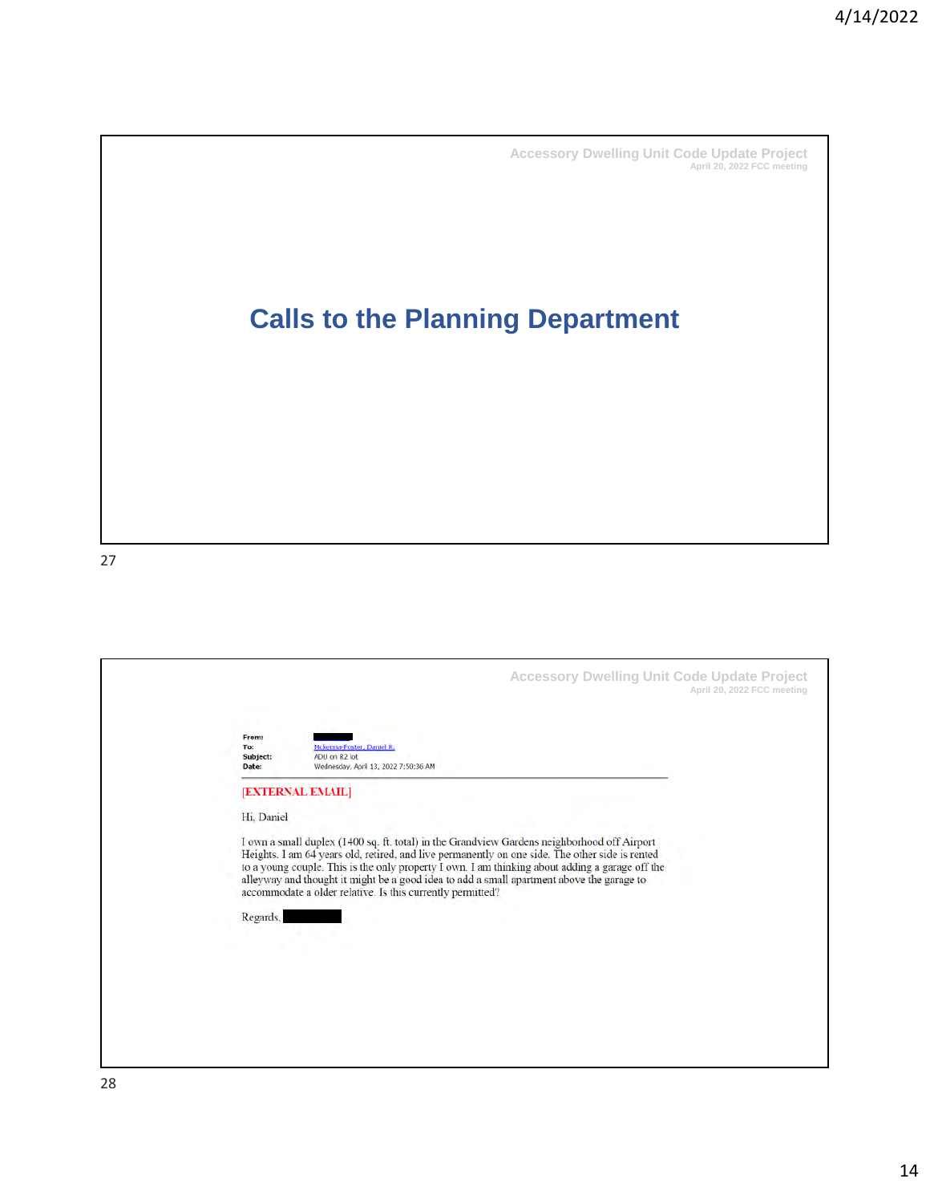Accessory Dwelling Unit Code Update Project
April 20, 2022 FCC meeting

# Calls to the Planning Department

---

Accessory Dwelling Unit Code Update Project
April 20, 2022 FCC meeting

**From:** [redacted]
**To:** Mckenna-Foster, Daniel R.
**Subject:** ADU on R2 lot
**Date:** Wednesday, April 13, 2022 7:50:36 AM

[EXTERNAL EMAIL]

Hi, Daniel

I own a small duplex (1400 sq. ft. total) in the Grandview Gardens neighborhood off Airport Heights. I am 64 years old, retired, and live permanently on one side. The other side is rented to a young couple. This is the only property I own. I am thinking about adding a garage off the alleyway and thought it might be a good idea to add a small apartment above the garage to accommodate a older relative. Is this currently permitted?

Regards, [redacted]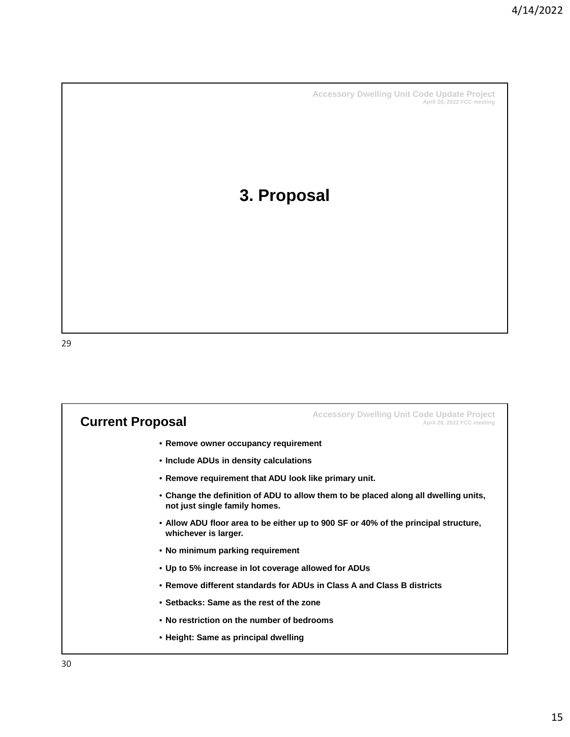Accessory Dwelling Unit Code Update Project
April 20, 2022 FCC meeting

# 3. Proposal

---

## Current Proposal

Accessory Dwelling Unit Code Update Project
April 20, 2022 FCC meeting

- **Remove owner occupancy requirement**
- **Include ADUs in density calculations**
- **Remove requirement that ADU look like primary unit.**
- **Change the definition of ADU to allow them to be placed along all dwelling units, not just single family homes.**
- **Allow ADU floor area to be either up to 900 SF or 40% of the principal structure, whichever is larger.**
- **No minimum parking requirement**
- **Up to 5% increase in lot coverage allowed for ADUs**
- **Remove different standards for ADUs in Class A and Class B districts**
- **Setbacks: Same as the rest of the zone**
- **No restriction on the number of bedrooms**
- **Height: Same as principal dwelling**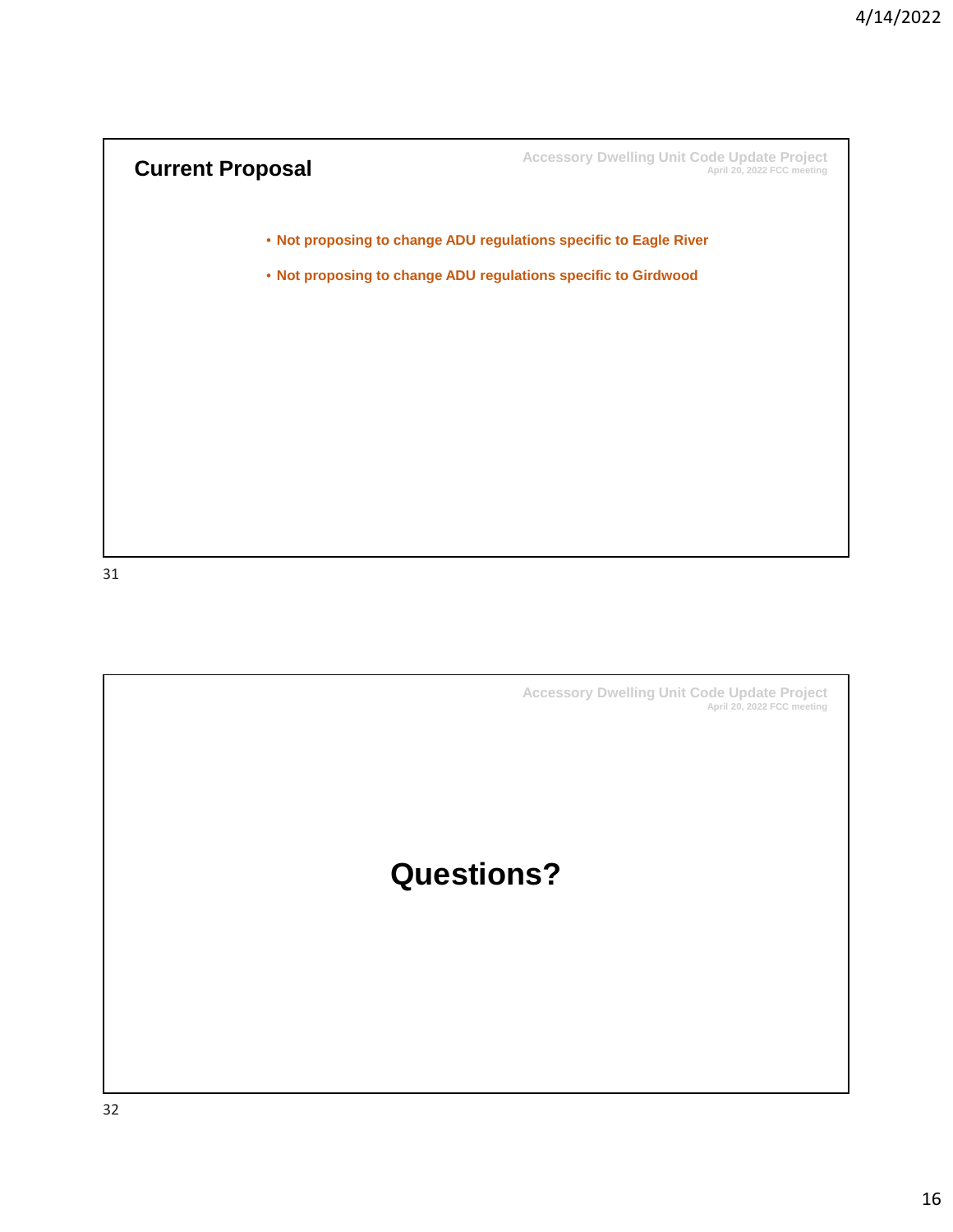## Current Proposal

Accessory Dwelling Unit Code Update Project
April 20, 2022 FCC meeting

- **Not proposing to change ADU regulations specific to Eagle River**
- **Not proposing to change ADU regulations specific to Girdwood**

Accessory Dwelling Unit Code Update Project
April 20, 2022 FCC meeting

## Questions?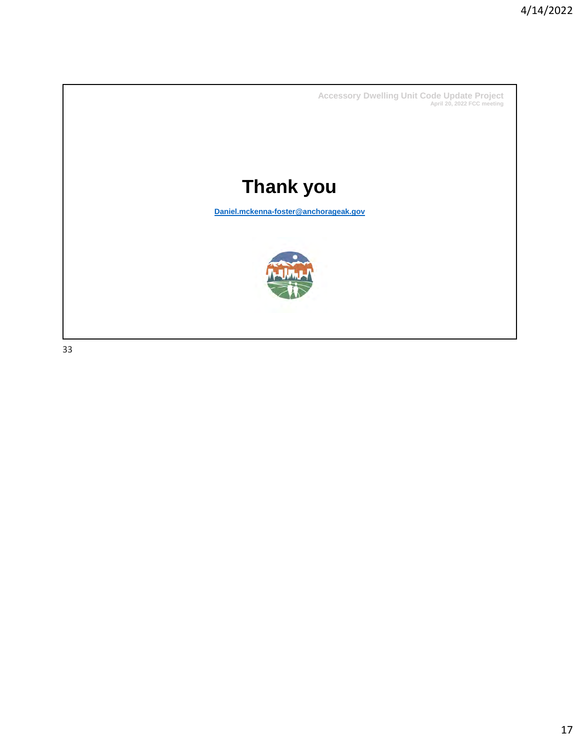Accessory Dwelling Unit Code Update Project
April 20, 2022 FCC meeting

# Thank you

Daniel.mckenna-foster@anchorageak.gov

33